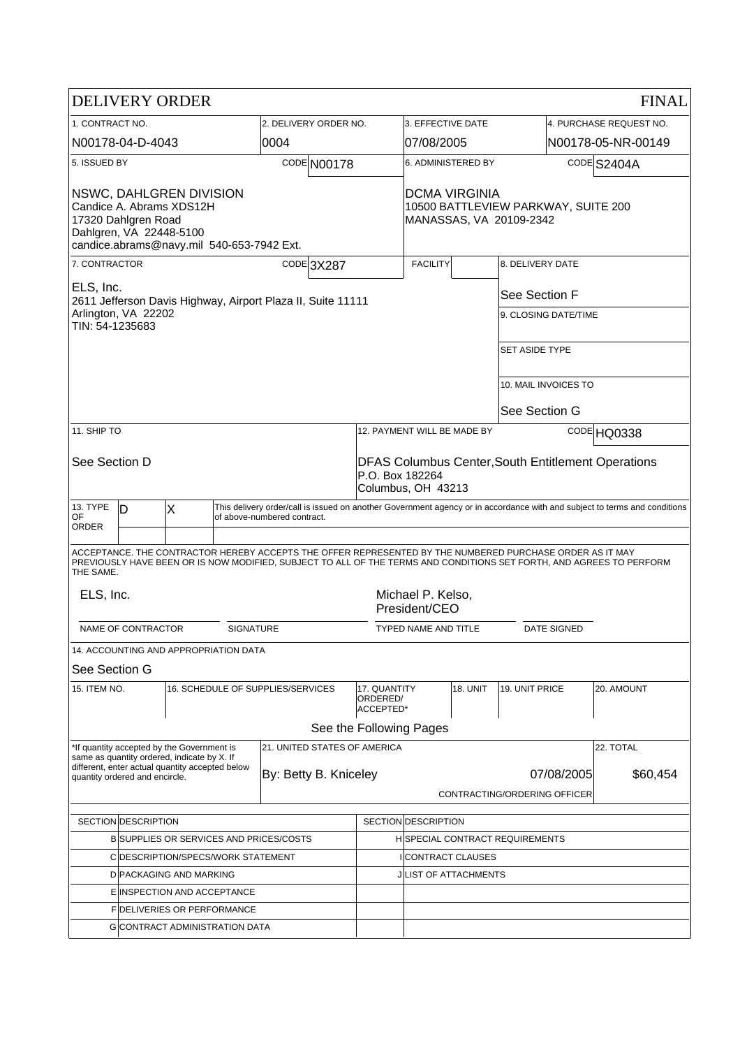# DELIVERY ORDER

**FINAL**

| 1. CONTRACT NO. | 2. DELIVERY ORDER NO. | 3. EFFECTIVE DATE | 4. PURCHASE REQUEST NO. |
|---|---|---|---|
| N00178-04-D-4043 | 0004 | 07/08/2005 | N00178-05-NR-00149 |

| 5. ISSUED BY CODE N00178 | 6. ADMINISTERED BY CODE S2404A |
|---|---|
| NSWC, DAHLGREN DIVISION<br>Candice A. Abrams XDS12H<br>17320 Dahlgren Road<br>Dahlgren, VA 22448-5100<br>candice.abrams@navy.mil 540-653-7942 Ext. | DCMA VIRGINIA<br>10500 BATTLEVIEW PARKWAY, SUITE 200<br>MANASSAS, VA 20109-2342 |

| 7. CONTRACTOR CODE 3X287 | FACILITY | 8. DELIVERY DATE |
|---|---|---|
| ELS, Inc.<br>2611 Jefferson Davis Highway, Airport Plaza II, Suite 11111<br>Arlington, VA 22202<br>TIN: 54-1235683 | | See Section F |
| | | 9. CLOSING DATE/TIME |
| | | SET ASIDE TYPE |
| | | 10. MAIL INVOICES TO<br>See Section G |

| 11. SHIP TO | 12. PAYMENT WILL BE MADE BY CODE HQ0338 |
|---|---|
| See Section D | DFAS Columbus Center,South Entitlement Operations<br>P.O. Box 182264<br>Columbus, OH 43213 |

| 13. TYPE OF ORDER | | | |
|---|---|---|---|
| | D | X | This delivery order/call is issued on another Government agency or in accordance with and subject to terms and conditions of above-numbered contract. |

ACCEPTANCE. THE CONTRACTOR HEREBY ACCEPTS THE OFFER REPRESENTED BY THE NUMBERED PURCHASE ORDER AS IT MAY PREVIOUSLY HAVE BEEN OR IS NOW MODIFIED, SUBJECT TO ALL OF THE TERMS AND CONDITIONS SET FORTH, AND AGREES TO PERFORM THE SAME.

| NAME OF CONTRACTOR | SIGNATURE | TYPED NAME AND TITLE | DATE SIGNED |
|---|---|---|---|
| ELS, Inc. | | Michael P. Kelso, President/CEO | |

14. ACCOUNTING AND APPROPRIATION DATA

See Section G

| 15. ITEM NO. | 16. SCHEDULE OF SUPPLIES/SERVICES | 17. QUANTITY ORDERED/ ACCEPTED* | 18. UNIT | 19. UNIT PRICE | 20. AMOUNT |
|---|---|---|---|---|---|
| | See the Following Pages | | | | |

| *If quantity accepted by the Government is same as quantity ordered, indicate by X. If different, enter actual quantity accepted below quantity ordered and encircle. | 21. UNITED STATES OF AMERICA | | 22. TOTAL |
|---|---|---|---|
| | By: Betty B. Kniceley | 07/08/2005<br>CONTRACTING/ORDERING OFFICER | $60,454 |

| SECTION | DESCRIPTION | SECTION | DESCRIPTION |
|---|---|---|---|
| B | SUPPLIES OR SERVICES AND PRICES/COSTS | H | SPECIAL CONTRACT REQUIREMENTS |
| C | DESCRIPTION/SPECS/WORK STATEMENT | I | CONTRACT CLAUSES |
| D | PACKAGING AND MARKING | J | LIST OF ATTACHMENTS |
| E | INSPECTION AND ACCEPTANCE | | |
| F | DELIVERIES OR PERFORMANCE | | |
| G | CONTRACT ADMINISTRATION DATA | | |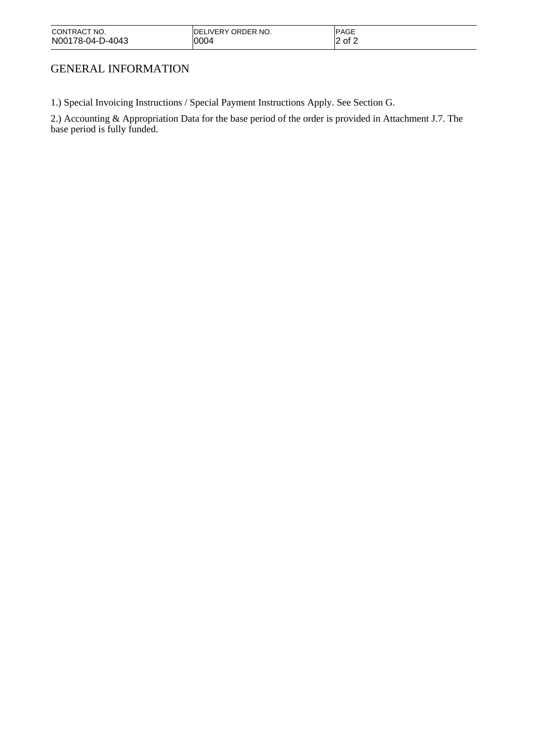# GENERAL INFORMATION

1.) Special Invoicing Instructions / Special Payment Instructions Apply. See Section G.

2.) Accounting & Appropriation Data for the base period of the order is provided in Attachment J.7. The base period is fully funded.